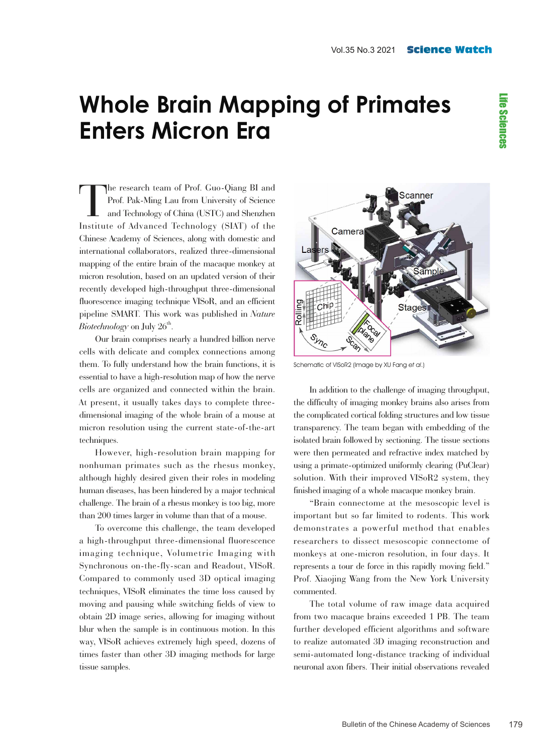# Whole Brain Mapping of Primates Enters Micron Era

The research team of Prof. Guo-Qiang BI and Prof. Pak-Ming Lau from University of Science and Technology of China (USTC) and Shenzhen Institute of Advanced Technology (SIAT) of the Chinese Academy of Sciences, along with domestic and international collaborators, realized three-dimensional mapping of the entire brain of the macaque monkey at micron resolution, based on an updated version of their recently developed high-throughput three-dimensional fluorescence imaging technique VISoR, and an efficient pipeline SMART. This work was published in *Nature Biotechnology* on July 26th.

Our brain comprises nearly a hundred billion nerve cells with delicate and complex connections among them. To fully understand how the brain functions, it is essential to have a high-resolution map of how the nerve cells are organized and connected within the brain. At present, it usually takes days to complete three-dimensional imaging of the whole brain of a mouse at micron resolution using the current state-of-the-art techniques.

However, high-resolution brain mapping for nonhuman primates such as the rhesus monkey, although highly desired given their roles in modeling human diseases, has been hindered by a major technical challenge. The brain of a rhesus monkey is too big, more than 200 times larger in volume than that of a mouse.

To overcome this challenge, the team developed a high-throughput three-dimensional fluorescence imaging technique, Volumetric Imaging with Synchronous on-the-fly-scan and Readout, VISoR. Compared to commonly used 3D optical imaging techniques, VISoR eliminates the time loss caused by moving and pausing while switching fields of view to obtain 2D image series, allowing for imaging without blur when the sample is in continuous motion. In this way, VISoR achieves extremely high speed, dozens of times faster than other 3D imaging methods for large tissue samples.

Schematic of VISoR2 (Image by XU Fang *et al.*)

In addition to the challenge of imaging throughput, the difficulty of imaging monkey brains also arises from the complicated cortical folding structures and low tissue transparency. The team began with embedding of the isolated brain followed by sectioning. The tissue sections were then permeated and refractive index matched by using a primate-optimized uniformly clearing (PuClear) solution. With their improved VISoR2 system, they finished imaging of a whole macaque monkey brain.

"Brain connectome at the mesoscopic level is important but so far limited to rodents. This work demonstrates a powerful method that enables researchers to dissect mesoscopic connectome of monkeys at one-micron resolution, in four days. It represents a tour de force in this rapidly moving field." Prof. Xiaojing Wang from the New York University commented.

The total volume of raw image data acquired from two macaque brains exceeded 1 PB. The team further developed efficient algorithms and software to realize automated 3D imaging reconstruction and semi-automated long-distance tracking of individual neuronal axon fibers. Their initial observations revealed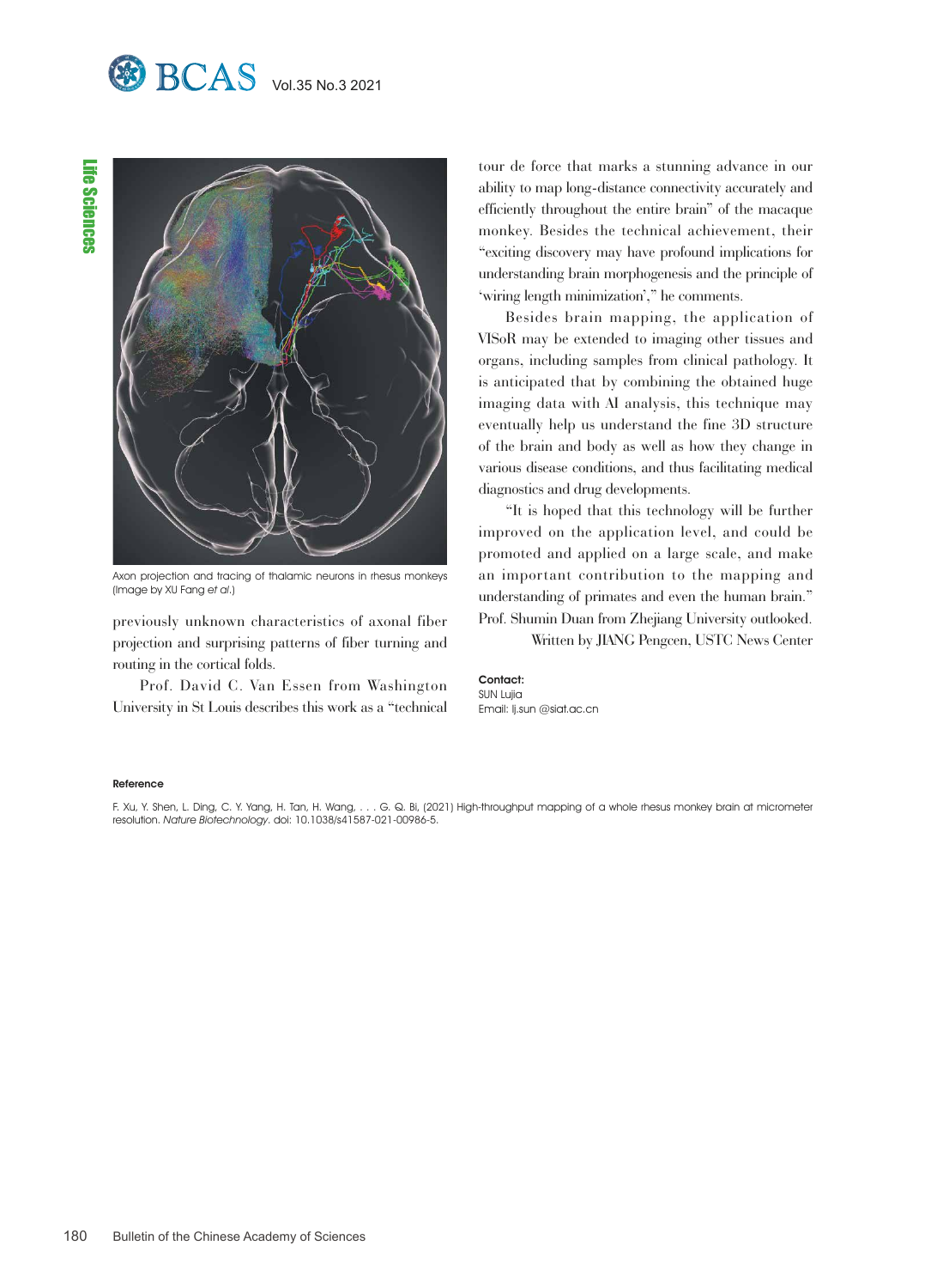Axon projection and tracing of thalamic neurons in rhesus monkeys (Image by XU Fang *et al*.)

previously unknown characteristics of axonal fiber projection and surprising patterns of fiber turning and routing in the cortical folds.

Prof. David C. Van Essen from Washington University in St Louis describes this work as a "technical tour de force that marks a stunning advance in our ability to map long-distance connectivity accurately and efficiently throughout the entire brain" of the macaque monkey. Besides the technical achievement, their "exciting discovery may have profound implications for understanding brain morphogenesis and the principle of 'wiring length minimization'," he comments.

Besides brain mapping, the application of VISoR may be extended to imaging other tissues and organs, including samples from clinical pathology. It is anticipated that by combining the obtained huge imaging data with AI analysis, this technique may eventually help us understand the fine 3D structure of the brain and body as well as how they change in various disease conditions, and thus facilitating medical diagnostics and drug developments.

"It is hoped that this technology will be further improved on the application level, and could be promoted and applied on a large scale, and make an important contribution to the mapping and understanding of primates and even the human brain." Prof. Shumin Duan from Zhejiang University outlooked.

Written by JIANG Pengcen, USTC News Center

**Contact:**
SUN Lujia
Email: lj.sun @siat.ac.cn

**Reference**

F. Xu, Y. Shen, L. Ding, C. Y. Yang, H. Tan, H. Wang, . . . G. Q. Bi, (2021) High-throughput mapping of a whole rhesus monkey brain at micrometer resolution. *Nature Biotechnology*. doi: 10.1038/s41587-021-00986-5.